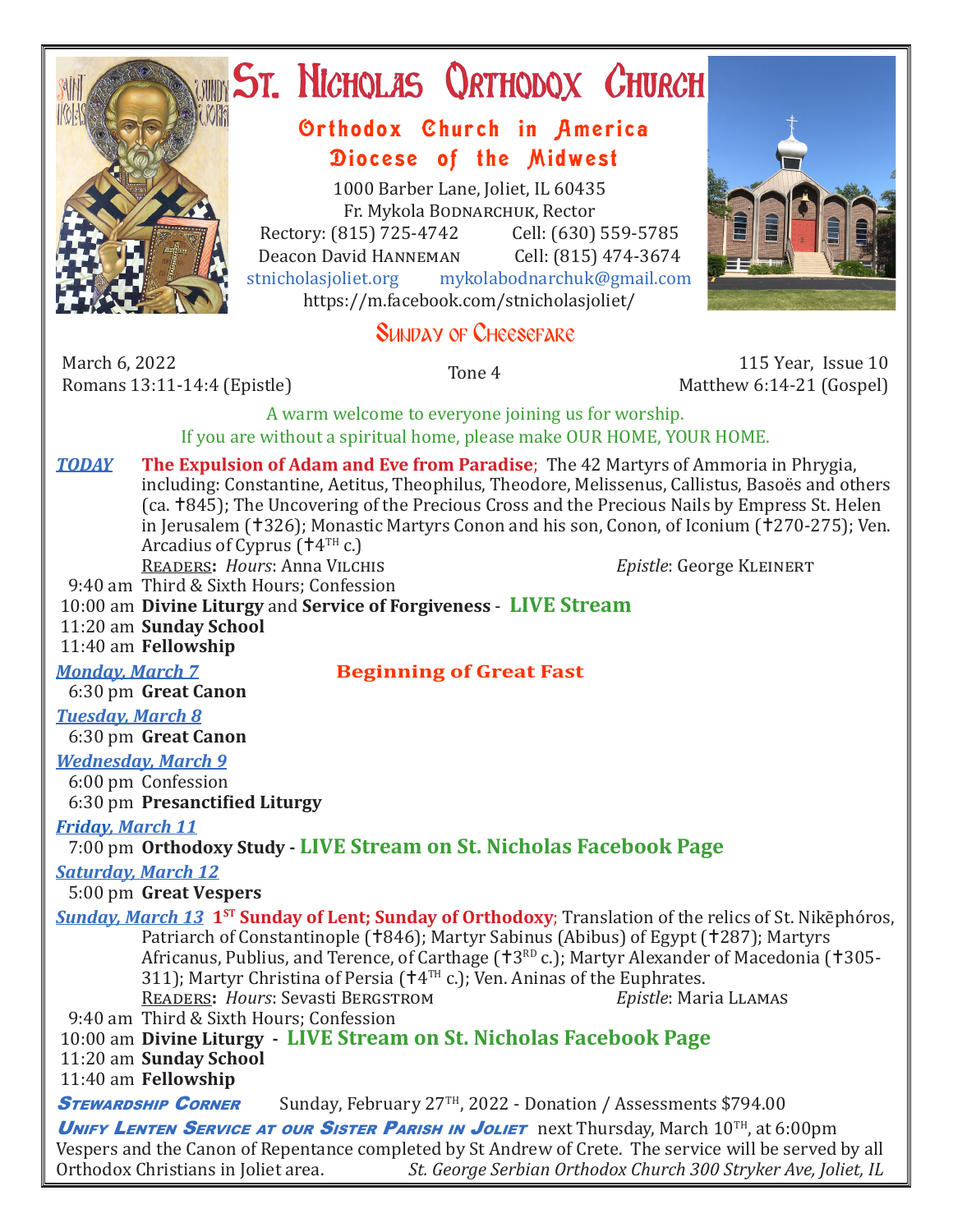# St. Nicholas Orthodox Church

## Orthodox Church in America
## Diocese of the Midwest

1000 Barber Lane, Joliet, IL 60435
Fr. Mykola Bodnarchuk, Rector
Rectory: (815) 725-4742 Cell: (630) 559-5785
Deacon David Hanneman Cell: (815) 474-3674
stnicholasjoliet.org mykolabodnarchuk@gmail.com
https://m.facebook.com/stnicholasjoliet/

## Sunday of Cheesefare

March 6, 2022
Romans 13:11-14:4 (Epistle)

Tone 4

115 Year, Issue 10
Matthew 6:14-21 (Gospel)

A warm welcome to everyone joining us for worship.
If you are without a spiritual home, please make OUR HOME, YOUR HOME.

***TODAY*** **The Expulsion of Adam and Eve from Paradise**; The 42 Martyrs of Ammoria in Phrygia, including: Constantine, Aetitus, Theophilus, Theodore, Melissenus, Callistus, Basoës and others (ca. †845); The Uncovering of the Precious Cross and the Precious Nails by Empress St. Helen in Jerusalem (†326); Monastic Martyrs Conon and his son, Conon, of Iconium (†270-275); Ven. Arcadius of Cyprus (†4TH c.)

Readers: *Hours*: Anna Vilchis *Epistle*: George Kleinert

9:40 am Third & Sixth Hours; Confession
10:00 am **Divine Liturgy** and **Service of Forgiveness** - **LIVE Stream**
11:20 am **Sunday School**
11:40 am **Fellowship**

***Monday, March 7*** **Beginning of Great Fast**
6:30 pm **Great Canon**

***Tuesday, March 8***
6:30 pm **Great Canon**

***Wednesday, March 9***
6:00 pm Confession
6:30 pm **Presanctified Liturgy**

***Friday, March 11***
7:00 pm **Orthodoxy Study - LIVE Stream on St. Nicholas Facebook Page**

***Saturday, March 12***
5:00 pm **Great Vespers**

***Sunday, March 13*** **1ST Sunday of Lent; Sunday of Orthodoxy**; Translation of the relics of St. Nikēphóros, Patriarch of Constantinople (†846); Martyr Sabinus (Abibus) of Egypt (†287); Martyrs Africanus, Publius, and Terence, of Carthage (†3RD c.); Martyr Alexander of Macedonia (†305-311); Martyr Christina of Persia (†4TH c.); Ven. Aninas of the Euphrates.

Readers: *Hours*: Sevasti Bergstrom *Epistle*: Maria Llamas

9:40 am Third & Sixth Hours; Confession
10:00 am **Divine Liturgy - LIVE Stream on St. Nicholas Facebook Page**
11:20 am **Sunday School**
11:40 am **Fellowship**

***Stewardship Corner*** Sunday, February 27TH, 2022 - Donation / Assessments $794.00

***Unify Lenten Service at our Sister Parish in Joliet*** next Thursday, March 10TH, at 6:00pm Vespers and the Canon of Repentance completed by St Andrew of Crete. The service will be served by all Orthodox Christians in Joliet area. *St. George Serbian Orthodox Church 300 Stryker Ave, Joliet, IL*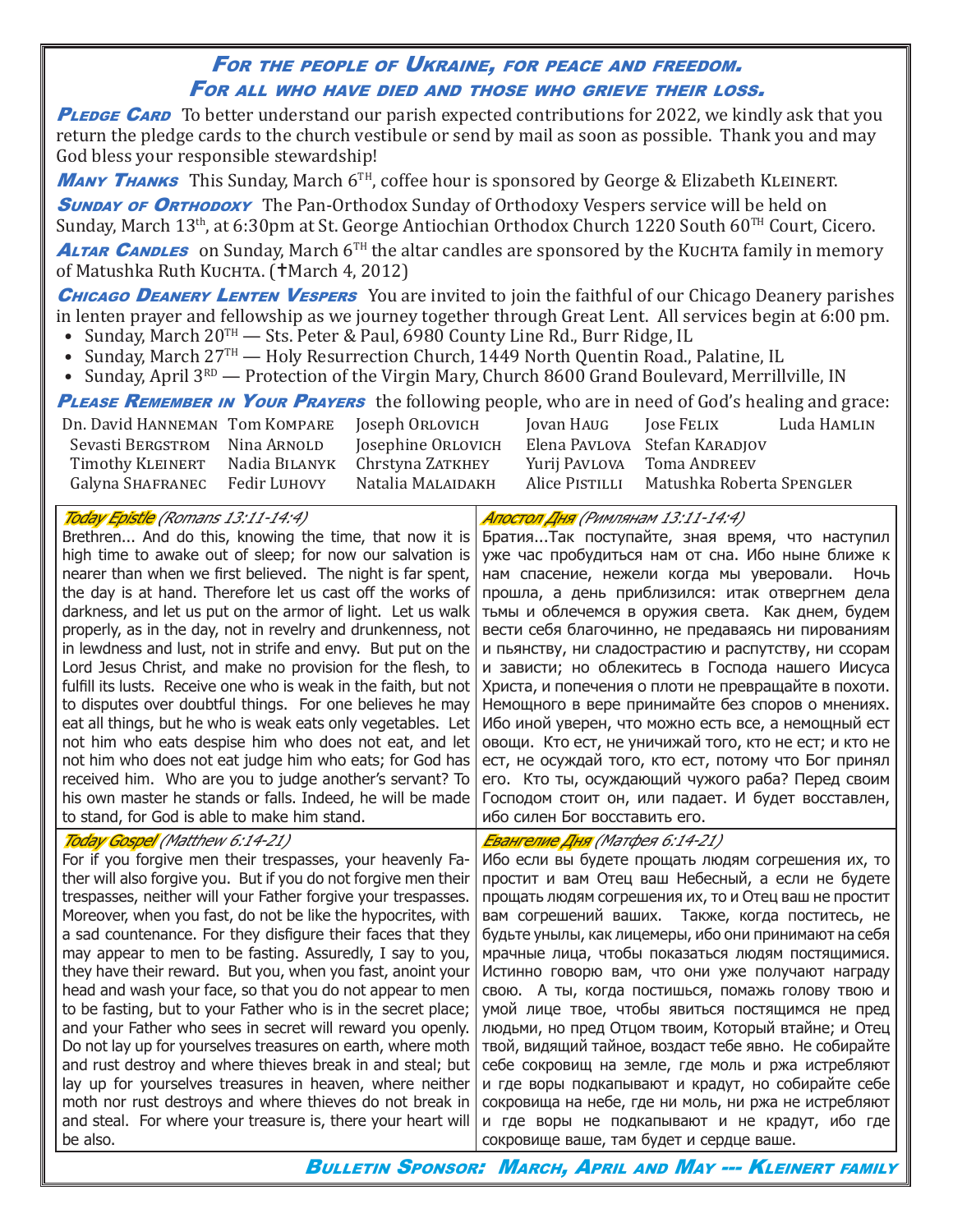## *For the people of Ukraine, for peace and freedom.*
## *For all who have died and those who grieve their loss.*

***Pledge Card*** To better understand our parish expected contributions for 2022, we kindly ask that you return the pledge cards to the church vestibule or send by mail as soon as possible. Thank you and may God bless your responsible stewardship!

***Many Thanks*** This Sunday, March 6TH, coffee hour is sponsored by George & Elizabeth Kleinert.

***Sunday of Orthodoxy*** The Pan-Orthodox Sunday of Orthodoxy Vespers service will be held on Sunday, March 13th, at 6:30pm at St. George Antiochian Orthodox Church 1220 South 60TH Court, Cicero.

***Altar Candles*** on Sunday, March 6TH the altar candles are sponsored by the Kuchta family in memory of Matushka Ruth Kuchta. (†March 4, 2012)

***Chicago Deanery Lenten Vespers*** You are invited to join the faithful of our Chicago Deanery parishes in lenten prayer and fellowship as we journey together through Great Lent. All services begin at 6:00 pm.

- Sunday, March 20TH — Sts. Peter & Paul, 6980 County Line Rd., Burr Ridge, IL
- Sunday, March 27TH — Holy Resurrection Church, 1449 North Quentin Road., Palatine, IL
- Sunday, April 3RD — Protection of the Virgin Mary, Church 8600 Grand Boulevard, Merrillville, IN

***Please Remember in Your Prayers*** the following people, who are in need of God's healing and grace:

| | | | | | |
|---|---|---|---|---|---|
| Dn. David Hanneman | Tom Kompare | Joseph Orlovich | Jovan Haug | Jose Felix | Luda Hamlin |
| Sevasti Bergstrom | Nina Arnold | Josephine Orlovich | Elena Pavlova | Stefan Karadjov | |
| Timothy Kleinert | Nadia Bilanyk | Chrstyna Zatkhey | Yurij Pavlova | Toma Andreev | |
| Galyna Shafranec | Fedir Luhovy | Natalia Malaidakh | Alice Pistilli | Matushka Roberta Spengler | |

*Today Epistle (Romans 13:11-14:4)*

Brethren... And do this, knowing the time, that now it is high time to awake out of sleep; for now our salvation is nearer than when we first believed. The night is far spent, the day is at hand. Therefore let us cast off the works of darkness, and let us put on the armor of light. Let us walk properly, as in the day, not in revelry and drunkenness, not in lewdness and lust, not in strife and envy. But put on the Lord Jesus Christ, and make no provision for the flesh, to fulfill its lusts. Receive one who is weak in the faith, but not to disputes over doubtful things. For one believes he may eat all things, but he who is weak eats only vegetables. Let not him who eats despise him who does not eat, and let not him who does not eat judge him who eats; for God has received him. Who are you to judge another's servant? To his own master he stands or falls. Indeed, he will be made to stand, for God is able to make him stand.

*Апостол Дня (Римлянам 13:11-14:4)*

Братия...Так поступайте, зная время, что наступил уже час пробудиться нам от сна. Ибо ныне ближе к нам спасение, нежели когда мы уверовали. Ночь прошла, а день приблизился: итак отвергнем дела тьмы и облечемся в оружия света. Как днем, будем вести себя благочинно, не предаваясь ни пированиям и пьянству, ни сладострастию и распутству, ни ссорам и зависти; но облекитесь в Господа нашего Иисуса Христа, и попечения о плоти не превращайте в похоти. Немощного в вере принимайте без споров о мнениях. Ибо иной уверен, что можно есть все, а немощный ест овощи. Кто ест, не уничижай того, кто не ест; и кто не ест, не осуждай того, кто ест, потому что Бог принял его. Кто ты, осуждающий чужого раба? Перед своим Господом стоит он, или падает. И будет восставлен, ибо силен Бог восставить его.

*Today Gospel (Matthew 6:14-21)*

For if you forgive men their trespasses, your heavenly Father will also forgive you. But if you do not forgive men their trespasses, neither will your Father forgive your trespasses. Moreover, when you fast, do not be like the hypocrites, with a sad countenance. For they disfigure their faces that they may appear to men to be fasting. Assuredly, I say to you, they have their reward. But you, when you fast, anoint your head and wash your face, so that you do not appear to men to be fasting, but to your Father who is in the secret place; and your Father who sees in secret will reward you openly. Do not lay up for yourselves treasures on earth, where moth and rust destroy and where thieves break in and steal; but lay up for yourselves treasures in heaven, where neither moth nor rust destroys and where thieves do not break in and steal. For where your treasure is, there your heart will be also.

*Евангелие Дня (Матфея 6:14-21)*

Ибо если вы будете прощать людям согрешения их, то простит и вам Отец ваш Небесный, а если не будете прощать людям согрешения их, то и Отец ваш не простит вам согрешений ваших. Также, когда поститесь, не будьте унылы, как лицемеры, ибо они принимают на себя мрачные лица, чтобы показаться людям постящимися. Истинно говорю вам, что они уже получают награду свою. А ты, когда постишься, помажь голову твою и умой лице твое, чтобы явиться постящимся не пред людьми, но пред Отцом твоим, Который втайне; и Отец твой, видящий тайное, воздаст тебе явно. Не собирайте себе сокровищ на земле, где моль и ржа истребляют и где воры подкапывают и крадут, но собирайте себе сокровища на небе, где ни моль, ни ржа не истребляют и где воры не подкапывают и не крадут, ибо где сокровище ваше, там будет и сердце ваше.

***Bulletin Sponsor: March, April and May --- Kleinert family***